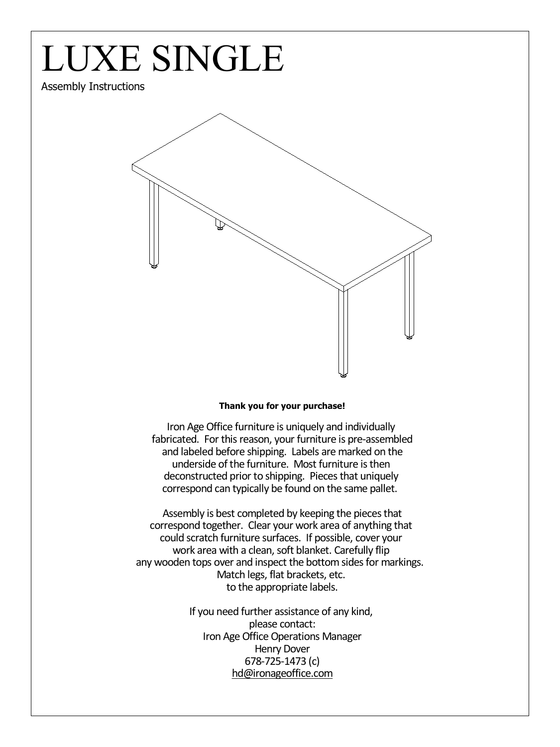# LUXE SINGLE

Assembly Instructions

**Thank you for your purchase!**

Iron Age Office furniture is uniquely and individually fabricated. For this reason, your furniture is pre-assembled and labeled before shipping. Labels are marked on the underside of the furniture. Most furniture is then deconstructed prior to shipping. Pieces that uniquely correspond can typically be found on the same pallet.

Assembly is best completed by keeping the pieces that correspond together. Clear your work area of anything that could scratch furniture surfaces. If possible, cover your work area with a clean, soft blanket. Carefully flip any wooden tops over and inspect the bottom sides for markings. Match legs, flat brackets, etc. to the appropriate labels.

If you need further assistance of any kind,
please contact:
Iron Age Office Operations Manager
Henry Dover
678-725-1473 (c)
hd@ironageoffice.com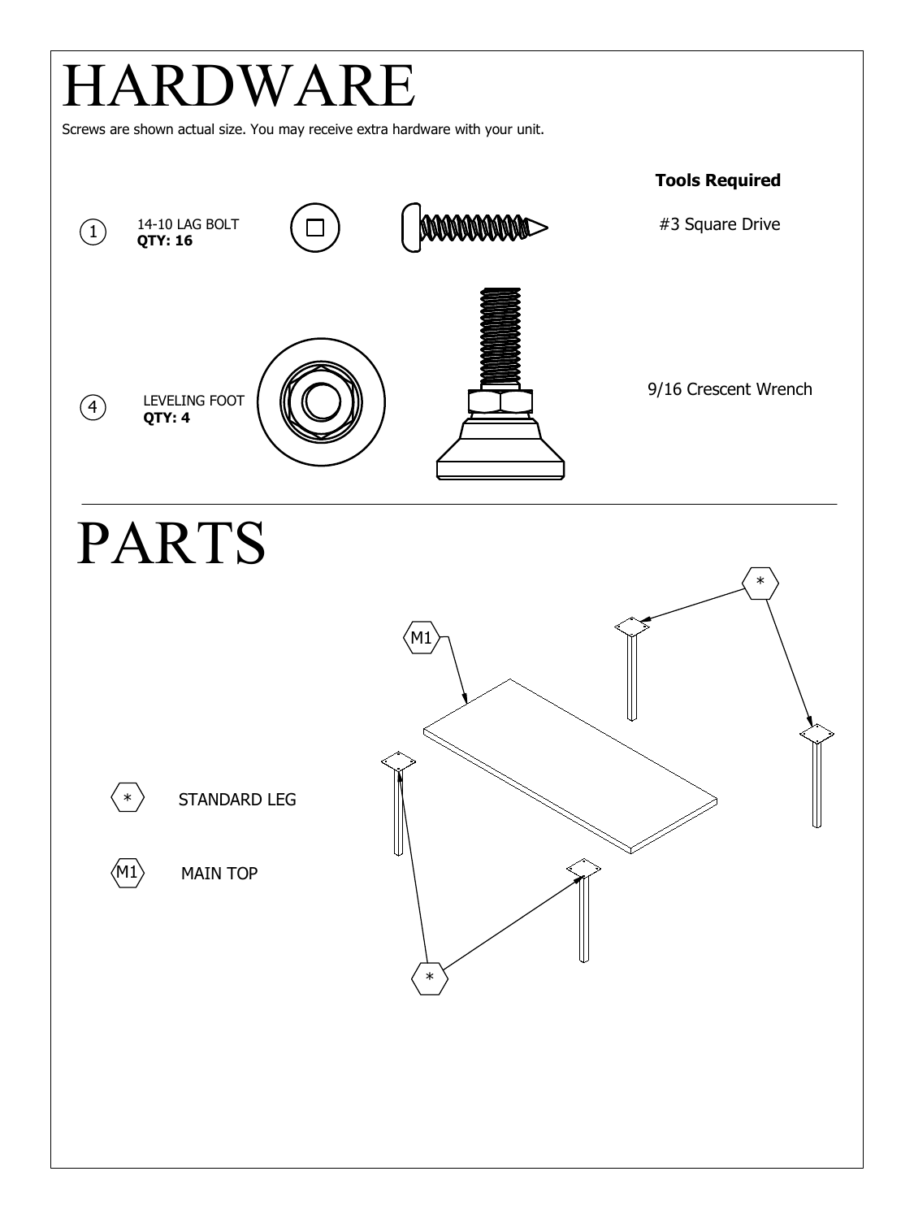# HARDWARE

Screws are shown actual size. You may receive extra hardware with your unit.

**Tools Required**

1 — 14-10 LAG BOLT **QTY: 16** — #3 Square Drive

4 — LEVELING FOOT **QTY: 4** — 9/16 Crescent Wrench

# PARTS

* — STANDARD LEG

M1 — MAIN TOP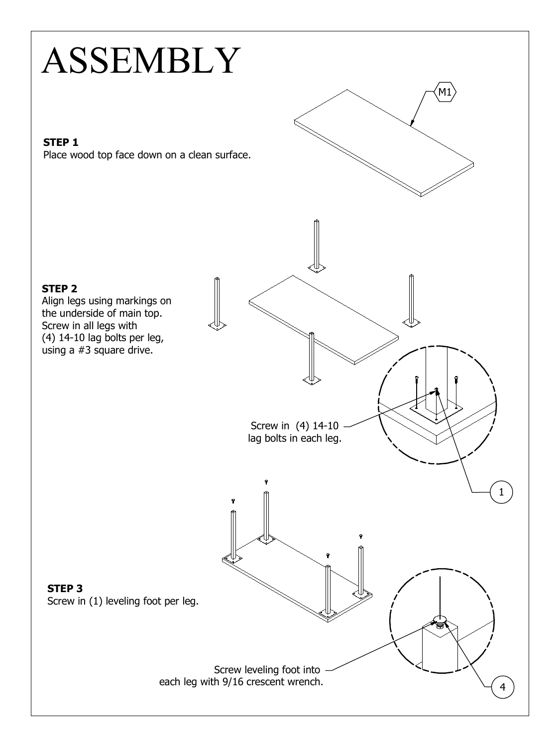# ASSEMBLY

M1

**STEP 1**
Place wood top face down on a clean surface.

**STEP 2**
Align legs using markings on the underside of main top. Screw in all legs with (4) 14-10 lag bolts per leg, using a #3 square drive.

Screw in (4) 14-10 lag bolts in each leg.

1

**STEP 3**
Screw in (1) leveling foot per leg.

Screw leveling foot into each leg with 9/16 crescent wrench.

4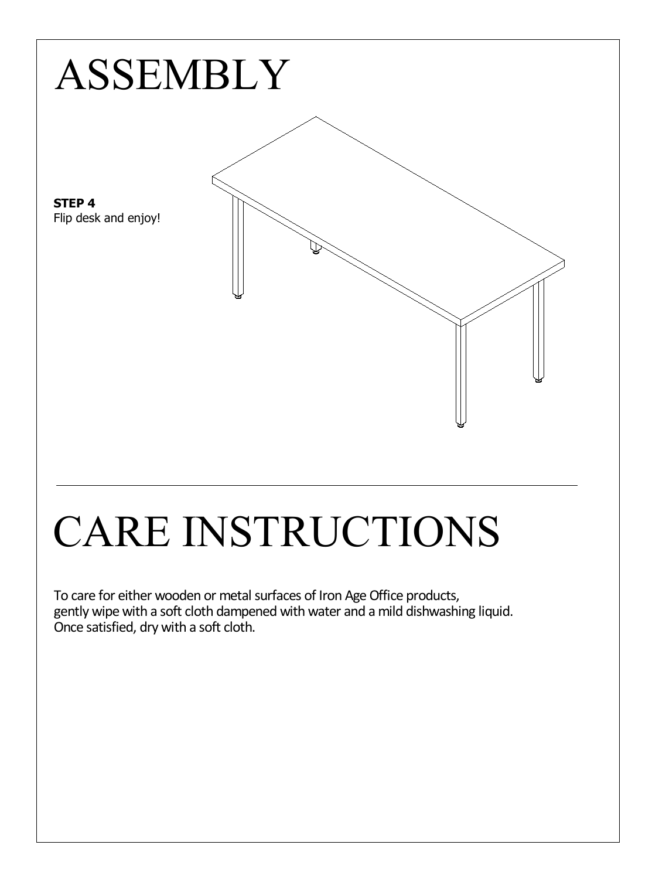# ASSEMBLY

**STEP 4**
Flip desk and enjoy!

---

# CARE INSTRUCTIONS

To care for either wooden or metal surfaces of Iron Age Office products,
gently wipe with a soft cloth dampened with water and a mild dishwashing liquid.
Once satisfied, dry with a soft cloth.